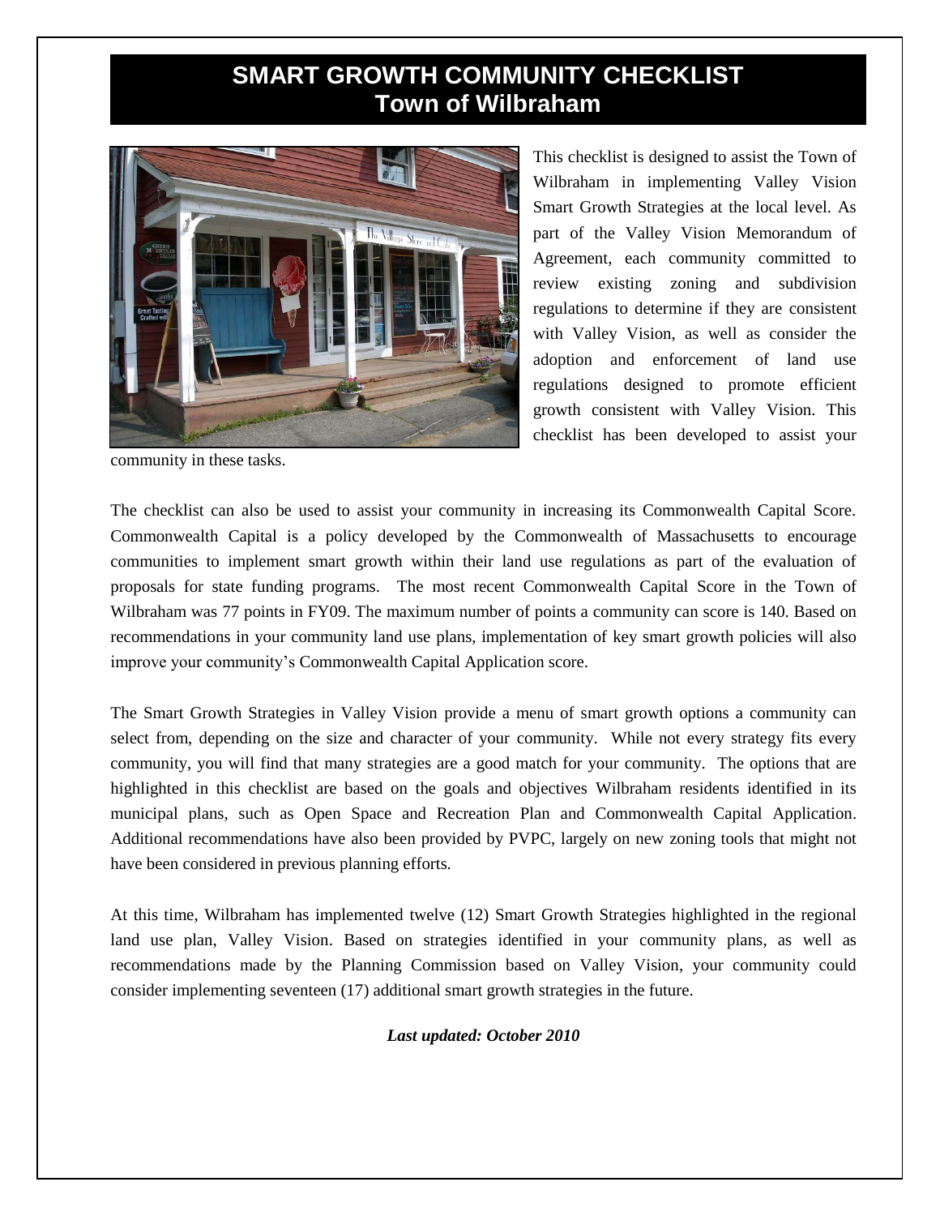# SMART GROWTH COMMUNITY CHECKLIST
## Town of Wilbraham

This checklist is designed to assist the Town of Wilbraham in implementing Valley Vision Smart Growth Strategies at the local level. As part of the Valley Vision Memorandum of Agreement, each community committed to review existing zoning and subdivision regulations to determine if they are consistent with Valley Vision, as well as consider the adoption and enforcement of land use regulations designed to promote efficient growth consistent with Valley Vision. This checklist has been developed to assist your community in these tasks.

The checklist can also be used to assist your community in increasing its Commonwealth Capital Score. Commonwealth Capital is a policy developed by the Commonwealth of Massachusetts to encourage communities to implement smart growth within their land use regulations as part of the evaluation of proposals for state funding programs. The most recent Commonwealth Capital Score in the Town of Wilbraham was 77 points in FY09. The maximum number of points a community can score is 140. Based on recommendations in your community land use plans, implementation of key smart growth policies will also improve your community's Commonwealth Capital Application score.

The Smart Growth Strategies in Valley Vision provide a menu of smart growth options a community can select from, depending on the size and character of your community. While not every strategy fits every community, you will find that many strategies are a good match for your community. The options that are highlighted in this checklist are based on the goals and objectives Wilbraham residents identified in its municipal plans, such as Open Space and Recreation Plan and Commonwealth Capital Application. Additional recommendations have also been provided by PVPC, largely on new zoning tools that might not have been considered in previous planning efforts.

At this time, Wilbraham has implemented twelve (12) Smart Growth Strategies highlighted in the regional land use plan, Valley Vision. Based on strategies identified in your community plans, as well as recommendations made by the Planning Commission based on Valley Vision, your community could consider implementing seventeen (17) additional smart growth strategies in the future.

***Last updated: October 2010***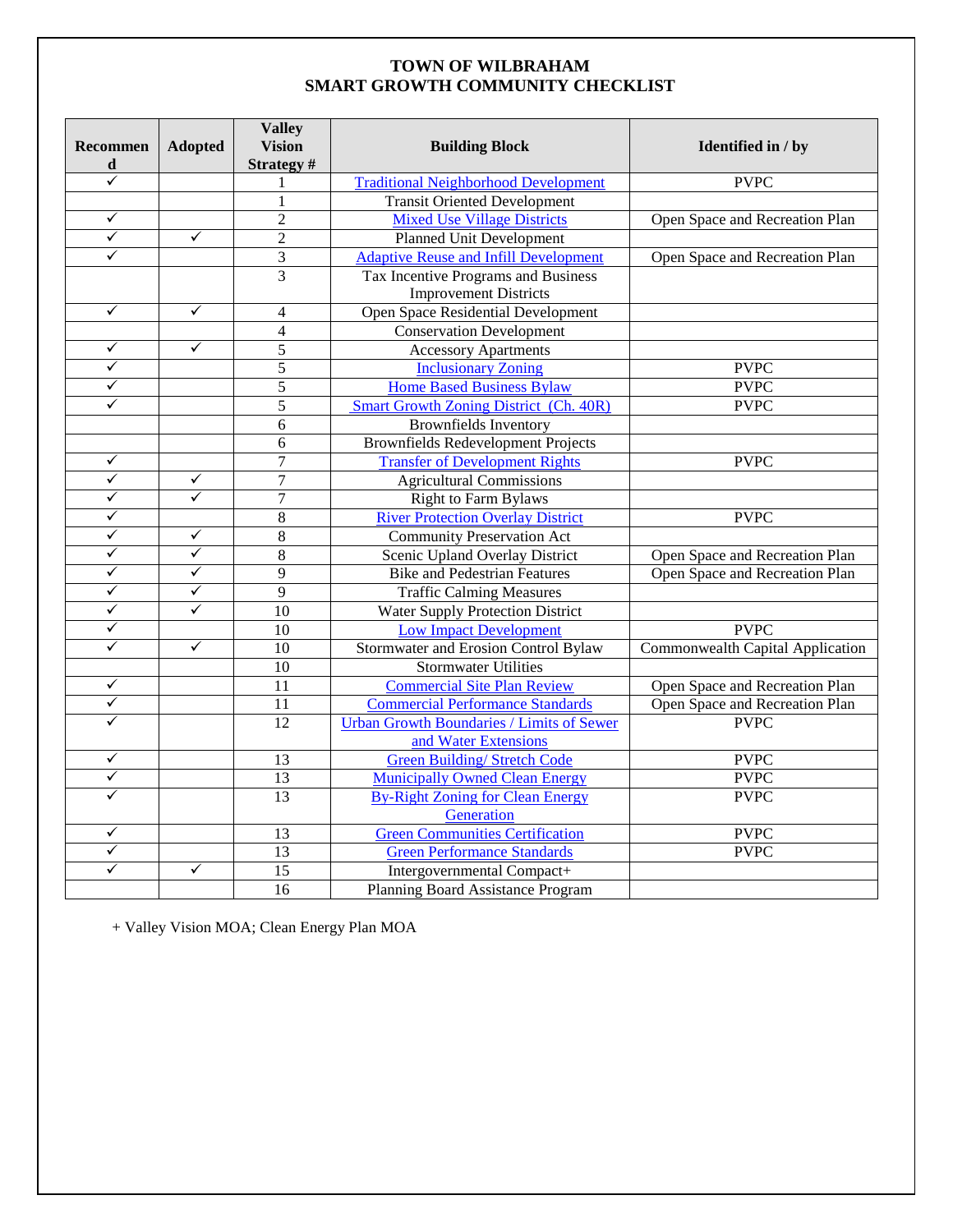# TOWN OF WILBRAHAM
# SMART GROWTH COMMUNITY CHECKLIST

| Recommend | Adopted | Valley Vision Strategy # | Building Block | Identified in / by |
|---|---|---|---|---|
| ✓ | | 1 | Traditional Neighborhood Development | PVPC |
| | | 1 | Transit Oriented Development | |
| ✓ | | 2 | Mixed Use Village Districts | Open Space and Recreation Plan |
| ✓ | ✓ | 2 | Planned Unit Development | |
| ✓ | | 3 | Adaptive Reuse and Infill Development | Open Space and Recreation Plan |
| | | 3 | Tax Incentive Programs and Business Improvement Districts | |
| ✓ | ✓ | 4 | Open Space Residential Development | |
| | | 4 | Conservation Development | |
| ✓ | ✓ | 5 | Accessory Apartments | |
| ✓ | | 5 | Inclusionary Zoning | PVPC |
| ✓ | | 5 | Home Based Business Bylaw | PVPC |
| ✓ | | 5 | Smart Growth Zoning District (Ch. 40R) | PVPC |
| | | 6 | Brownfields Inventory | |
| | | 6 | Brownfields Redevelopment Projects | |
| ✓ | | 7 | Transfer of Development Rights | PVPC |
| ✓ | ✓ | 7 | Agricultural Commissions | |
| ✓ | ✓ | 7 | Right to Farm Bylaws | |
| ✓ | | 8 | River Protection Overlay District | PVPC |
| ✓ | ✓ | 8 | Community Preservation Act | |
| ✓ | ✓ | 8 | Scenic Upland Overlay District | Open Space and Recreation Plan |
| ✓ | ✓ | 9 | Bike and Pedestrian Features | Open Space and Recreation Plan |
| ✓ | ✓ | 9 | Traffic Calming Measures | |
| ✓ | ✓ | 10 | Water Supply Protection District | |
| ✓ | | 10 | Low Impact Development | PVPC |
| ✓ | ✓ | 10 | Stormwater and Erosion Control Bylaw | Commonwealth Capital Application |
| | | 10 | Stormwater Utilities | |
| ✓ | | 11 | Commercial Site Plan Review | Open Space and Recreation Plan |
| ✓ | | 11 | Commercial Performance Standards | Open Space and Recreation Plan |
| ✓ | | 12 | Urban Growth Boundaries / Limits of Sewer and Water Extensions | PVPC |
| ✓ | | 13 | Green Building/ Stretch Code | PVPC |
| ✓ | | 13 | Municipally Owned Clean Energy | PVPC |
| ✓ | | 13 | By-Right Zoning for Clean Energy Generation | PVPC |
| ✓ | | 13 | Green Communities Certification | PVPC |
| ✓ | | 13 | Green Performance Standards | PVPC |
| ✓ | ✓ | 15 | Intergovernmental Compact+ | |
| | | 16 | Planning Board Assistance Program | |

+ Valley Vision MOA; Clean Energy Plan MOA